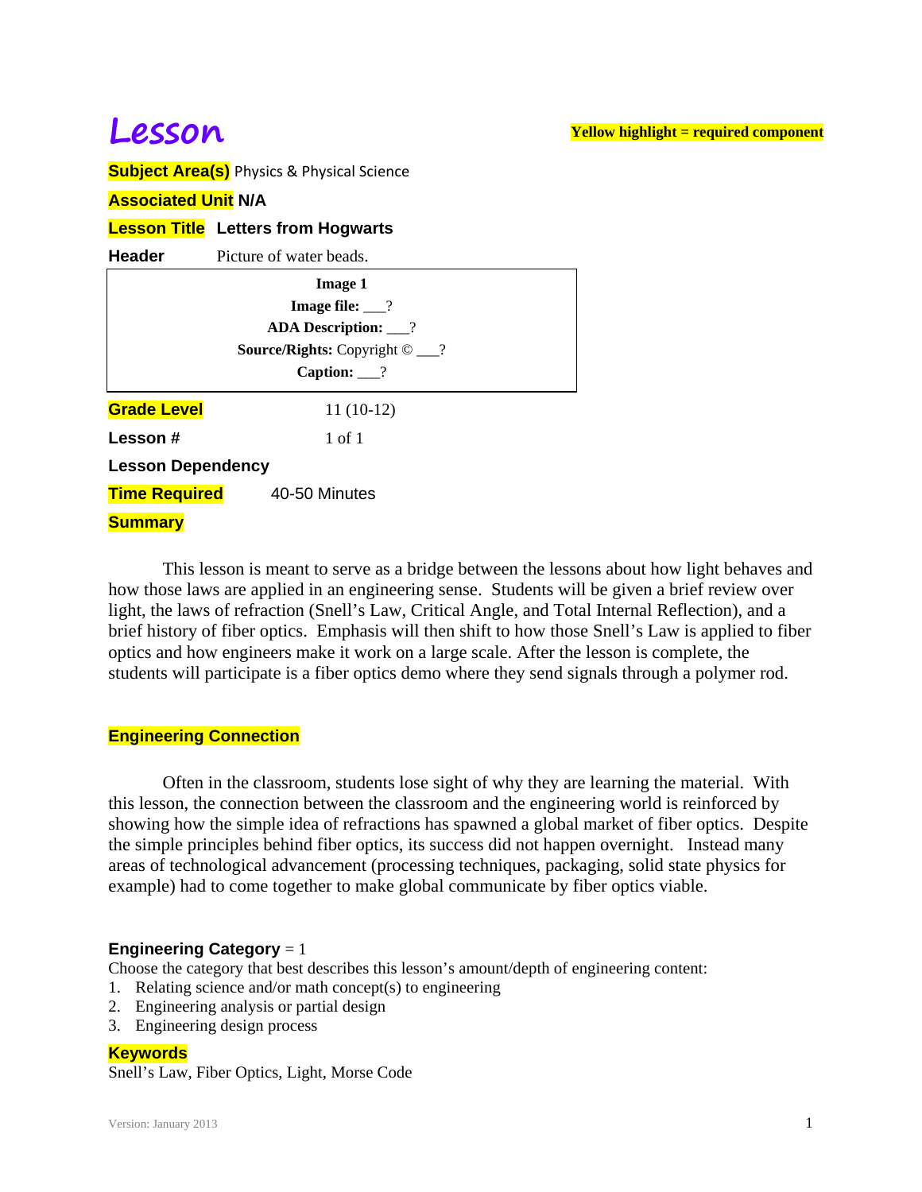# Lesson

**Yellow highlight = required component**

**Subject Area(s)** Physics & Physical Science

**Associated Unit** N/A

**Lesson Title** **Letters from Hogwarts**

**Header** Picture of water beads.

| Image 1 |
|---|
| **Image file:** ___? |
| **ADA Description:** ___? |
| **Source/Rights:** Copyright © ___? |
| **Caption:** ___? |

**Grade Level** 11 (10-12)

**Lesson #** 1 of 1

**Lesson Dependency**

**Time Required** 40-50 Minutes

**Summary**

This lesson is meant to serve as a bridge between the lessons about how light behaves and how those laws are applied in an engineering sense. Students will be given a brief review over light, the laws of refraction (Snell's Law, Critical Angle, and Total Internal Reflection), and a brief history of fiber optics. Emphasis will then shift to how those Snell's Law is applied to fiber optics and how engineers make it work on a large scale. After the lesson is complete, the students will participate is a fiber optics demo where they send signals through a polymer rod.

**Engineering Connection**

Often in the classroom, students lose sight of why they are learning the material. With this lesson, the connection between the classroom and the engineering world is reinforced by showing how the simple idea of refractions has spawned a global market of fiber optics. Despite the simple principles behind fiber optics, its success did not happen overnight. Instead many areas of technological advancement (processing techniques, packaging, solid state physics for example) had to come together to make global communicate by fiber optics viable.

**Engineering Category** = 1

Choose the category that best describes this lesson's amount/depth of engineering content:

1. Relating science and/or math concept(s) to engineering
2. Engineering analysis or partial design
3. Engineering design process

**Keywords**

Snell's Law, Fiber Optics, Light, Morse Code

Version: January 2013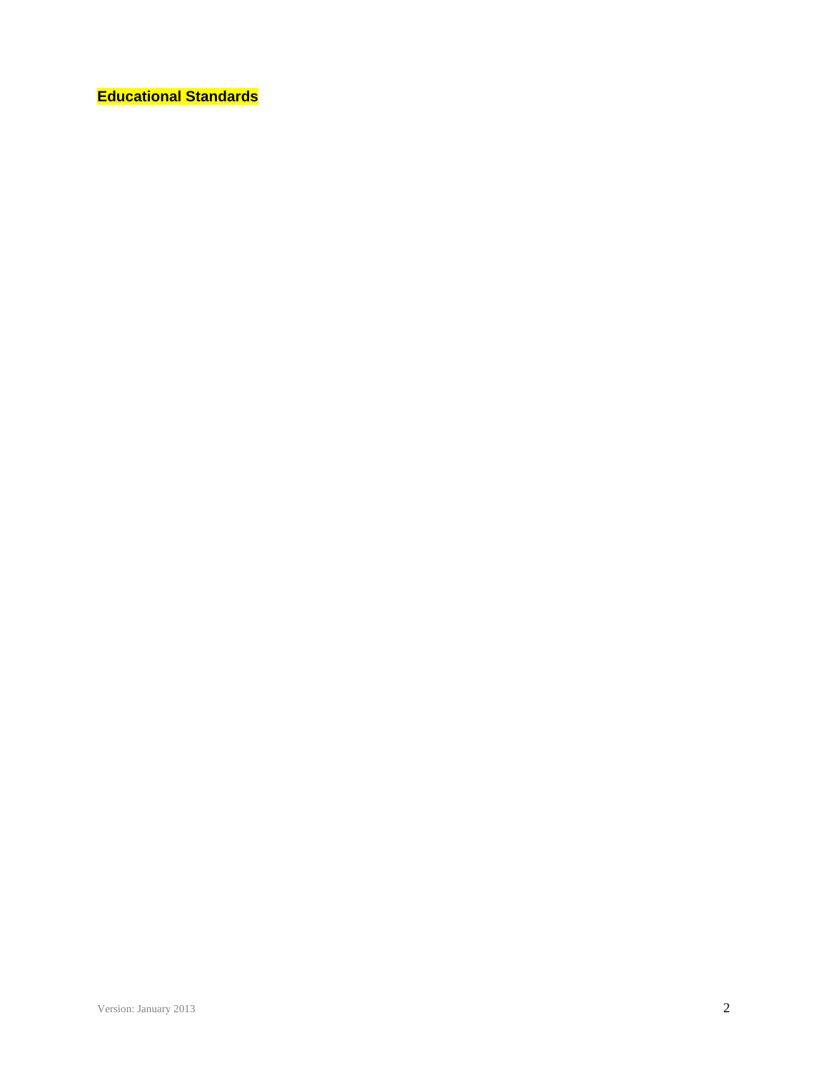**Educational Standards**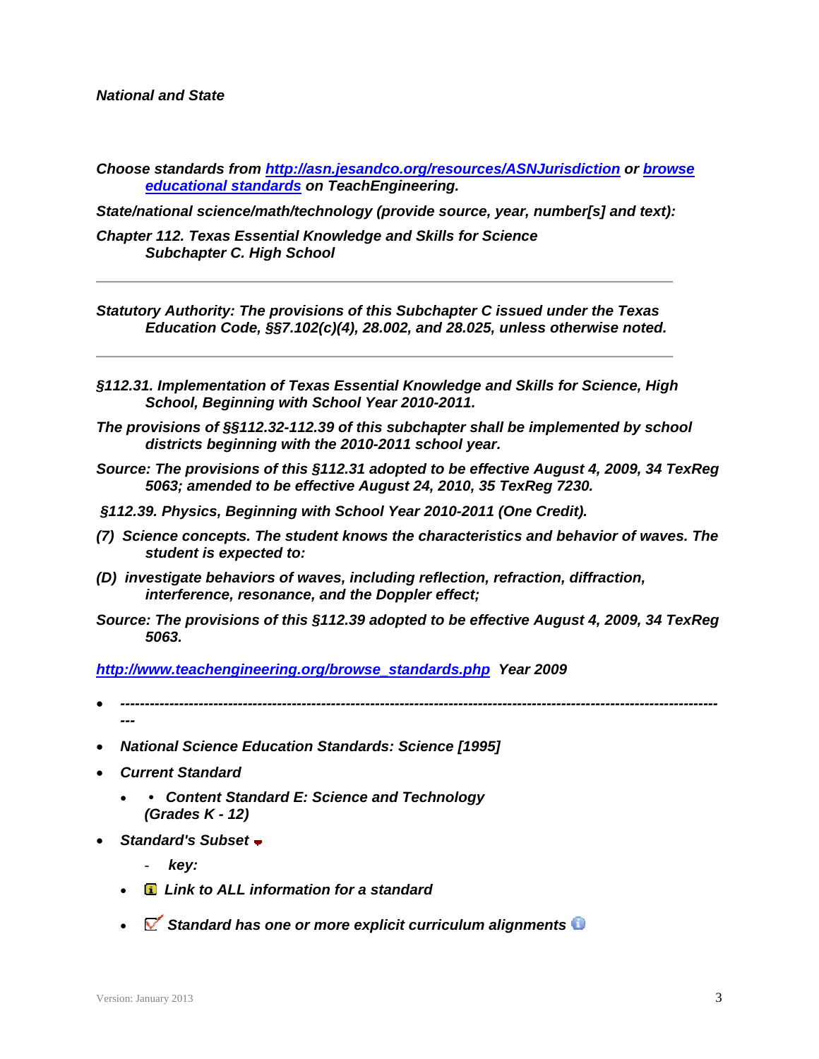***National and State***

***Choose standards from [http://asn.jesandco.org/resources/ASNJurisdiction](http://asn.jesandco.org/resources/ASNJurisdiction) or [browse educational standards](http://www.teachengineering.org/browse_standards.php) on TeachEngineering.***

***State/national science/math/technology (provide source, year, number[s] and text):***

***Chapter 112. Texas Essential Knowledge and Skills for Science***
***Subchapter C. High School***

---

***Statutory Authority: The provisions of this Subchapter C issued under the Texas Education Code, §§7.102(c)(4), 28.002, and 28.025, unless otherwise noted.***

---

***§112.31. Implementation of Texas Essential Knowledge and Skills for Science, High School, Beginning with School Year 2010-2011.***

***The provisions of §§112.32-112.39 of this subchapter shall be implemented by school districts beginning with the 2010-2011 school year.***

***Source: The provisions of this §112.31 adopted to be effective August 4, 2009, 34 TexReg 5063; amended to be effective August 24, 2010, 35 TexReg 7230.***

***§112.39. Physics, Beginning with School Year 2010-2011 (One Credit).***

***(7) Science concepts. The student knows the characteristics and behavior of waves. The student is expected to:***

***(D) investigate behaviors of waves, including reflection, refraction, diffraction, interference, resonance, and the Doppler effect;***

***Source: The provisions of this §112.39 adopted to be effective August 4, 2009, 34 TexReg 5063.***

***[http://www.teachengineering.org/browse_standards.php](http://www.teachengineering.org/browse_standards.php) Year 2009***

- ***---------------------------------------------------------------------------------------------------------------------***
- ***National Science Education Standards: Science [1995]***
- ***Current Standard***
  - ***• Content Standard E: Science and Technology (Grades K - 12)***
- ***Standard's Subset***
  - ***key:***
  - ***Link to ALL information for a standard***
  - ***Standard has one or more explicit curriculum alignments***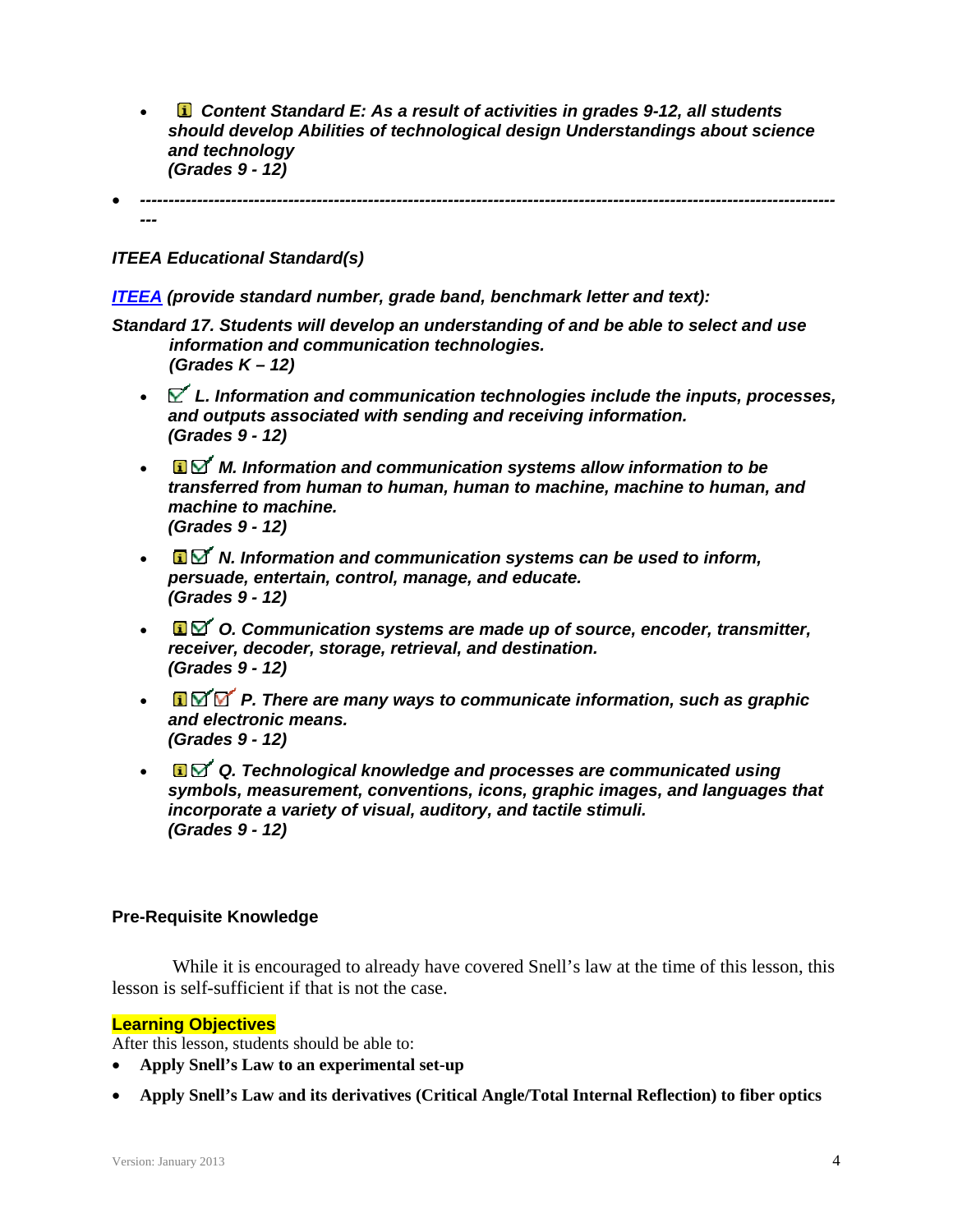- ***Content Standard E: As a result of activities in grades 9-12, all students should develop Abilities of technological design Understandings about science and technology***
  ***(Grades 9 - 12)***

- ***---------------------------------------------------------------------------------------------------------------------***

***ITEEA Educational Standard(s)***

***[ITEEA](ITEEA) (provide standard number, grade band, benchmark letter and text):***

***Standard 17. Students will develop an understanding of and be able to select and use information and communication technologies.***
***(Grades K – 12)***

- ***L. Information and communication technologies include the inputs, processes, and outputs associated with sending and receiving information.***
  ***(Grades 9 - 12)***

- ***M. Information and communication systems allow information to be transferred from human to human, human to machine, machine to human, and machine to machine.***
  ***(Grades 9 - 12)***

- ***N. Information and communication systems can be used to inform, persuade, entertain, control, manage, and educate.***
  ***(Grades 9 - 12)***

- ***O. Communication systems are made up of source, encoder, transmitter, receiver, decoder, storage, retrieval, and destination.***
  ***(Grades 9 - 12)***

- ***P. There are many ways to communicate information, such as graphic and electronic means.***
  ***(Grades 9 - 12)***

- ***Q. Technological knowledge and processes are communicated using symbols, measurement, conventions, icons, graphic images, and languages that incorporate a variety of visual, auditory, and tactile stimuli.***
  ***(Grades 9 - 12)***

**Pre-Requisite Knowledge**

While it is encouraged to already have covered Snell's law at the time of this lesson, this lesson is self-sufficient if that is not the case.

**Learning Objectives**

After this lesson, students should be able to:

- **Apply Snell's Law to an experimental set-up**
- **Apply Snell's Law and its derivatives (Critical Angle/Total Internal Reflection) to fiber optics**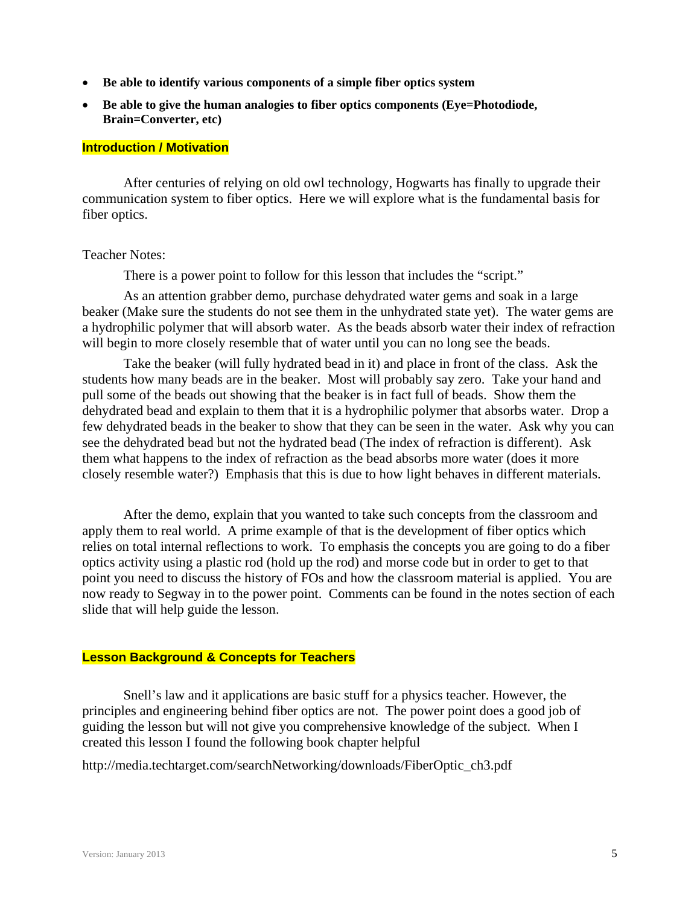- **Be able to identify various components of a simple fiber optics system**
- **Be able to give the human analogies to fiber optics components (Eye=Photodiode, Brain=Converter, etc)**

## Introduction / Motivation

After centuries of relying on old owl technology, Hogwarts has finally to upgrade their communication system to fiber optics. Here we will explore what is the fundamental basis for fiber optics.

Teacher Notes:

There is a power point to follow for this lesson that includes the "script."

As an attention grabber demo, purchase dehydrated water gems and soak in a large beaker (Make sure the students do not see them in the unhydrated state yet). The water gems are a hydrophilic polymer that will absorb water. As the beads absorb water their index of refraction will begin to more closely resemble that of water until you can no long see the beads.

Take the beaker (will fully hydrated bead in it) and place in front of the class. Ask the students how many beads are in the beaker. Most will probably say zero. Take your hand and pull some of the beads out showing that the beaker is in fact full of beads. Show them the dehydrated bead and explain to them that it is a hydrophilic polymer that absorbs water. Drop a few dehydrated beads in the beaker to show that they can be seen in the water. Ask why you can see the dehydrated bead but not the hydrated bead (The index of refraction is different). Ask them what happens to the index of refraction as the bead absorbs more water (does it more closely resemble water?) Emphasis that this is due to how light behaves in different materials.

After the demo, explain that you wanted to take such concepts from the classroom and apply them to real world. A prime example of that is the development of fiber optics which relies on total internal reflections to work. To emphasis the concepts you are going to do a fiber optics activity using a plastic rod (hold up the rod) and morse code but in order to get to that point you need to discuss the history of FOs and how the classroom material is applied. You are now ready to Segway in to the power point. Comments can be found in the notes section of each slide that will help guide the lesson.

## Lesson Background & Concepts for Teachers

Snell's law and it applications are basic stuff for a physics teacher. However, the principles and engineering behind fiber optics are not. The power point does a good job of guiding the lesson but will not give you comprehensive knowledge of the subject. When I created this lesson I found the following book chapter helpful

http://media.techtarget.com/searchNetworking/downloads/FiberOptic_ch3.pdf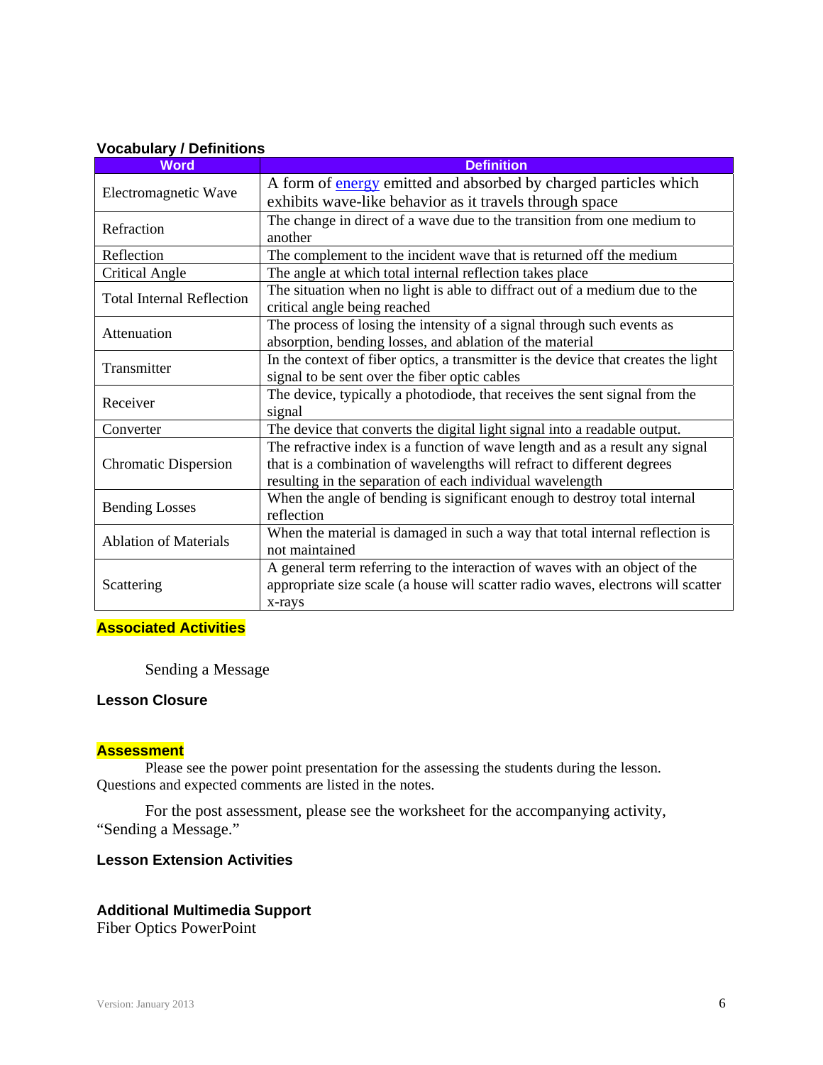### Vocabulary / Definitions

| Word | Definition |
|---|---|
| Electromagnetic Wave | A form of energy emitted and absorbed by charged particles which exhibits wave-like behavior as it travels through space |
| Refraction | The change in direct of a wave due to the transition from one medium to another |
| Reflection | The complement to the incident wave that is returned off the medium |
| Critical Angle | The angle at which total internal reflection takes place |
| Total Internal Reflection | The situation when no light is able to diffract out of a medium due to the critical angle being reached |
| Attenuation | The process of losing the intensity of a signal through such events as absorption, bending losses, and ablation of the material |
| Transmitter | In the context of fiber optics, a transmitter is the device that creates the light signal to be sent over the fiber optic cables |
| Receiver | The device, typically a photodiode, that receives the sent signal from the signal |
| Converter | The device that converts the digital light signal into a readable output. |
| Chromatic Dispersion | The refractive index is a function of wave length and as a result any signal that is a combination of wavelengths will refract to different degrees resulting in the separation of each individual wavelength |
| Bending Losses | When the angle of bending is significant enough to destroy total internal reflection |
| Ablation of Materials | When the material is damaged in such a way that total internal reflection is not maintained |
| Scattering | A general term referring to the interaction of waves with an object of the appropriate size scale (a house will scatter radio waves, electrons will scatter x-rays |

### Associated Activities

Sending a Message

### Lesson Closure

### Assessment

Please see the power point presentation for the assessing the students during the lesson. Questions and expected comments are listed in the notes.

For the post assessment, please see the worksheet for the accompanying activity, “Sending a Message.”

### Lesson Extension Activities

### Additional Multimedia Support

Fiber Optics PowerPoint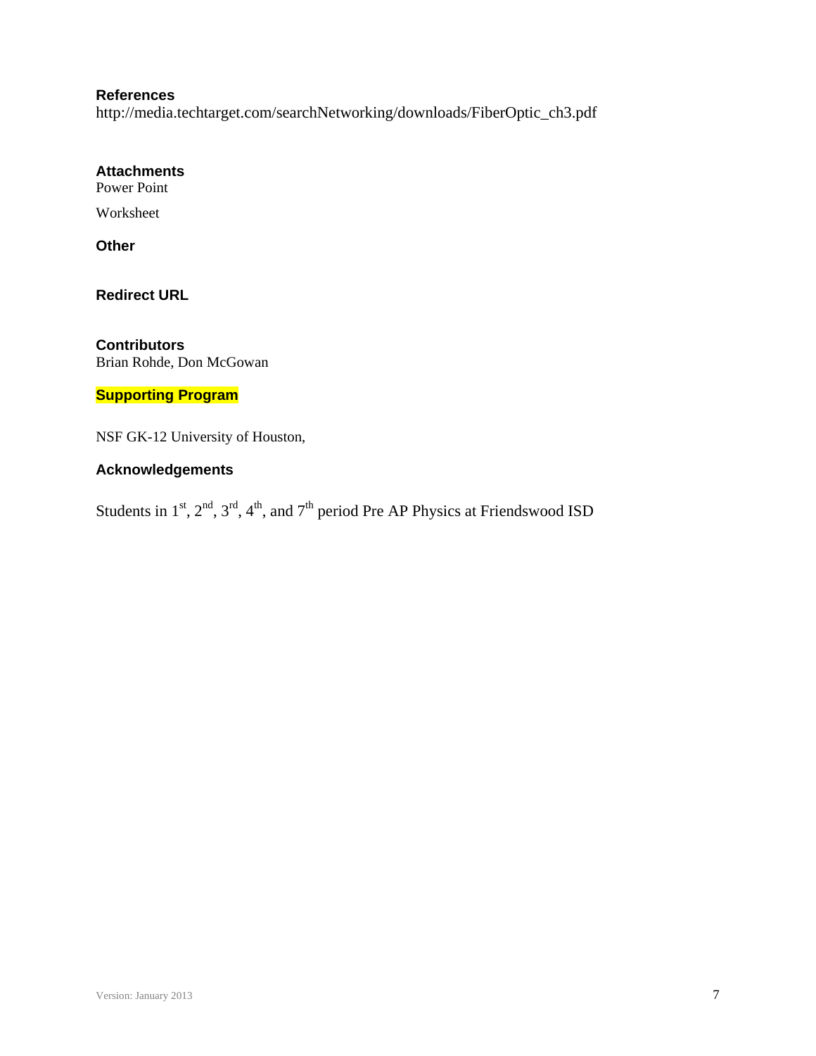### References

http://media.techtarget.com/searchNetworking/downloads/FiberOptic_ch3.pdf

### Attachments

Power Point

Worksheet

### Other

### Redirect URL

### Contributors

Brian Rohde, Don McGowan

### Supporting Program

NSF GK-12 University of Houston,

### Acknowledgements

Students in 1st, 2nd, 3rd, 4th, and 7th period Pre AP Physics at Friendswood ISD